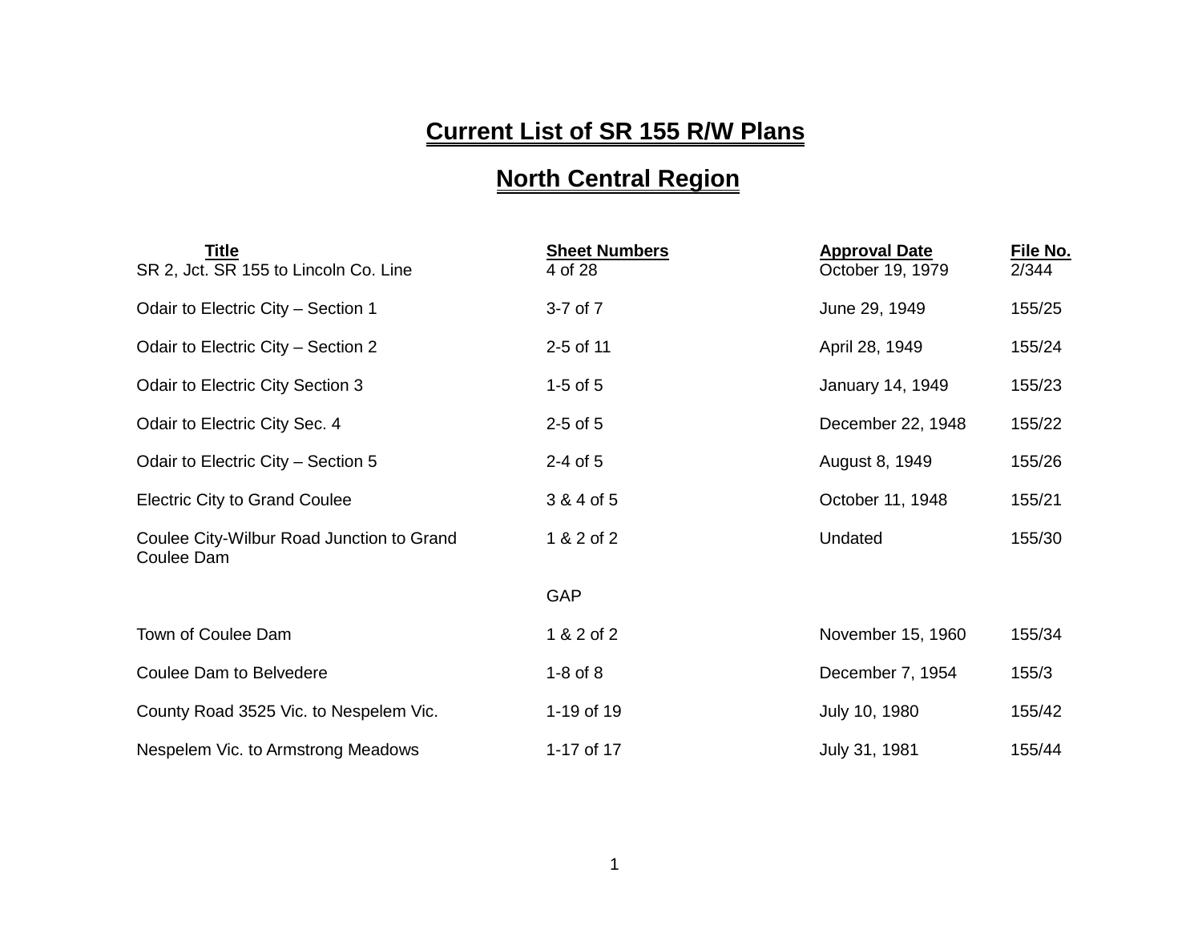# Current List of SR 155 R/W Plans

## North Central Region

| Title | Sheet Numbers | Approval Date | File No. |
|---|---|---|---|
| SR 2, Jct. SR 155 to Lincoln Co. Line | 4 of 28 | October 19, 1979 | 2/344 |
| Odair to Electric City – Section 1 | 3-7 of 7 | June 29, 1949 | 155/25 |
| Odair to Electric City – Section 2 | 2-5 of 11 | April 28, 1949 | 155/24 |
| Odair to Electric City Section 3 | 1-5 of 5 | January 14, 1949 | 155/23 |
| Odair to Electric City Sec. 4 | 2-5 of 5 | December 22, 1948 | 155/22 |
| Odair to Electric City – Section 5 | 2-4 of 5 | August 8, 1949 | 155/26 |
| Electric City to Grand Coulee | 3 & 4 of 5 | October 11, 1948 | 155/21 |
| Coulee City-Wilbur Road Junction to Grand Coulee Dam | 1 & 2 of 2 | Undated | 155/30 |
| | GAP | | |
| Town of Coulee Dam | 1 & 2 of 2 | November 15, 1960 | 155/34 |
| Coulee Dam to Belvedere | 1-8 of 8 | December 7, 1954 | 155/3 |
| County Road 3525 Vic. to Nespelem Vic. | 1-19 of 19 | July 10, 1980 | 155/42 |
| Nespelem Vic. to Armstrong Meadows | 1-17 of 17 | July 31, 1981 | 155/44 |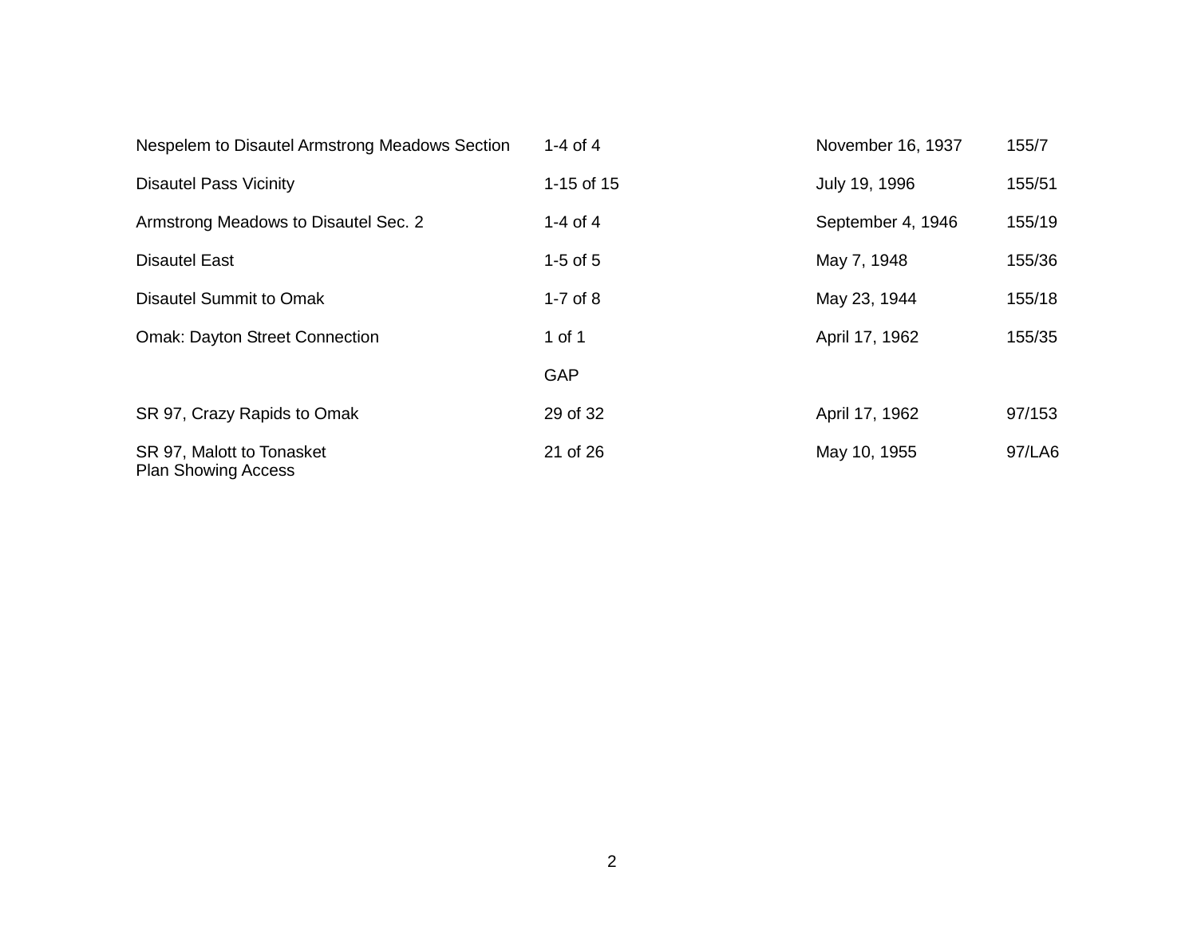| | | | |
|---|---|---|---|
| Nespelem to Disautel Armstrong Meadows Section | 1-4 of 4 | November 16, 1937 | 155/7 |
| Disautel Pass Vicinity | 1-15 of 15 | July 19, 1996 | 155/51 |
| Armstrong Meadows to Disautel Sec. 2 | 1-4 of 4 | September 4, 1946 | 155/19 |
| Disautel East | 1-5 of 5 | May 7, 1948 | 155/36 |
| Disautel Summit to Omak | 1-7 of 8 | May 23, 1944 | 155/18 |
| Omak: Dayton Street Connection | 1 of 1 | April 17, 1962 | 155/35 |
| | GAP | | |
| SR 97, Crazy Rapids to Omak | 29 of 32 | April 17, 1962 | 97/153 |
| SR 97, Malott to Tonasket Plan Showing Access | 21 of 26 | May 10, 1955 | 97/LA6 |